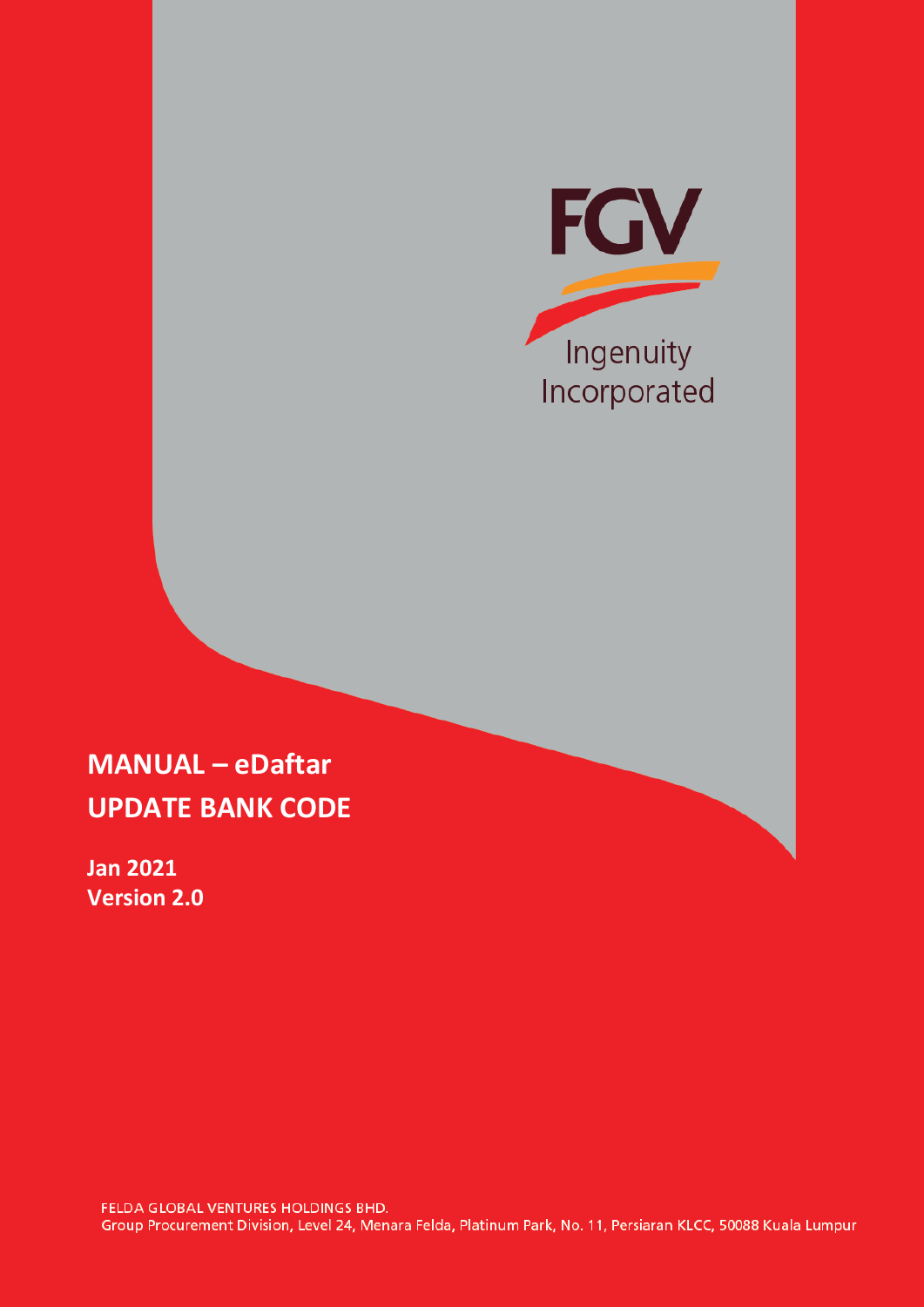FGV

Ingenuity Incorporated

# MANUAL – eDaftar
# UPDATE BANK CODE

**Jan 2021**
**Version 2.0**

FELDA GLOBAL VENTURES HOLDINGS BHD.
Group Procurement Division, Level 24, Menara Felda, Platinum Park, No. 11, Persiaran KLCC, 50088 Kuala Lumpur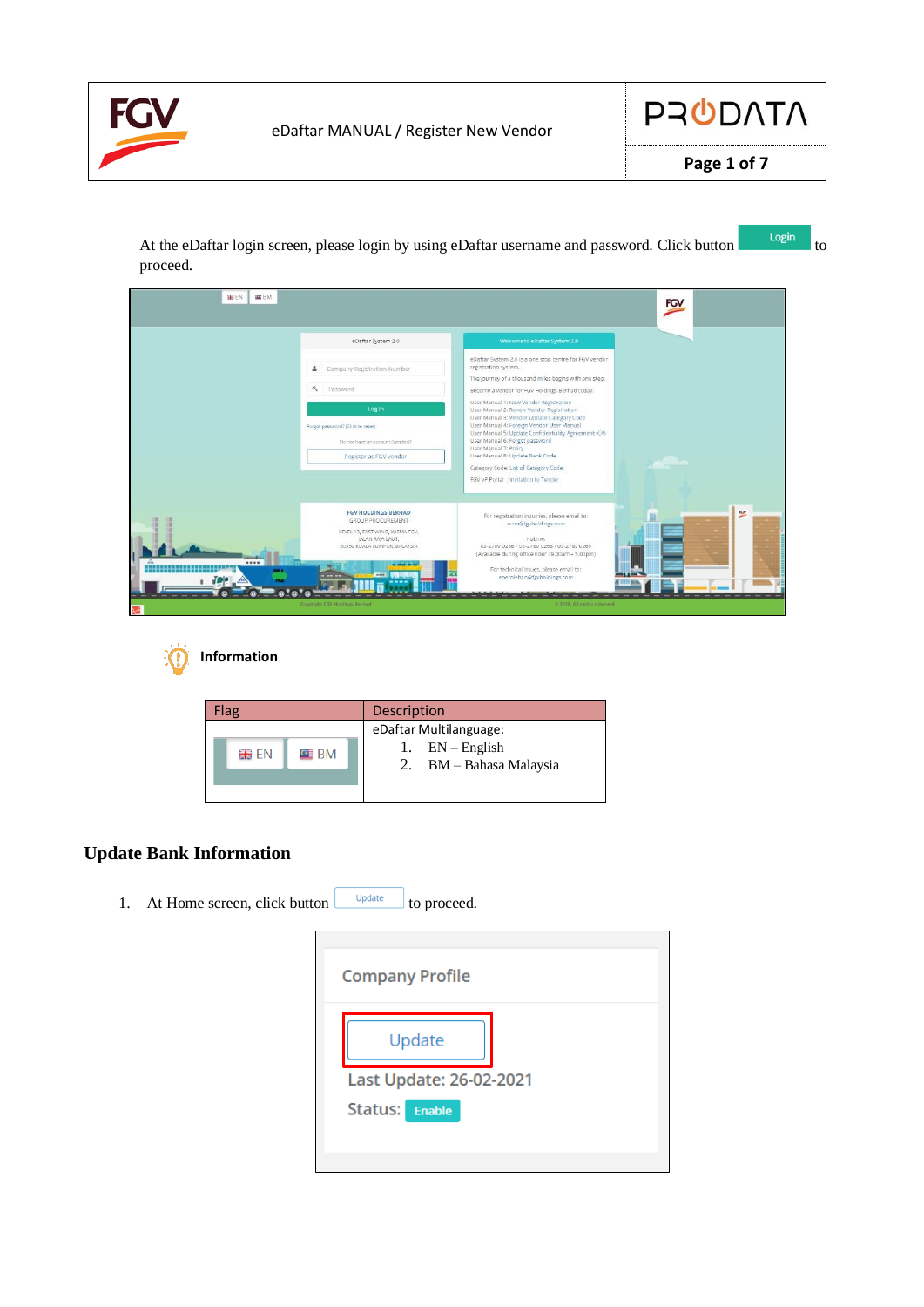At the eDaftar login screen, please login by using eDaftar username and password. Click button Login to proceed.

**Information**

| Flag | Description |
|---|---|
| EN BM | eDaftar Multilanguage:<br>1. EN – English<br>2. BM – Bahasa Malaysia |

## Update Bank Information

1. At Home screen, click button Update to proceed.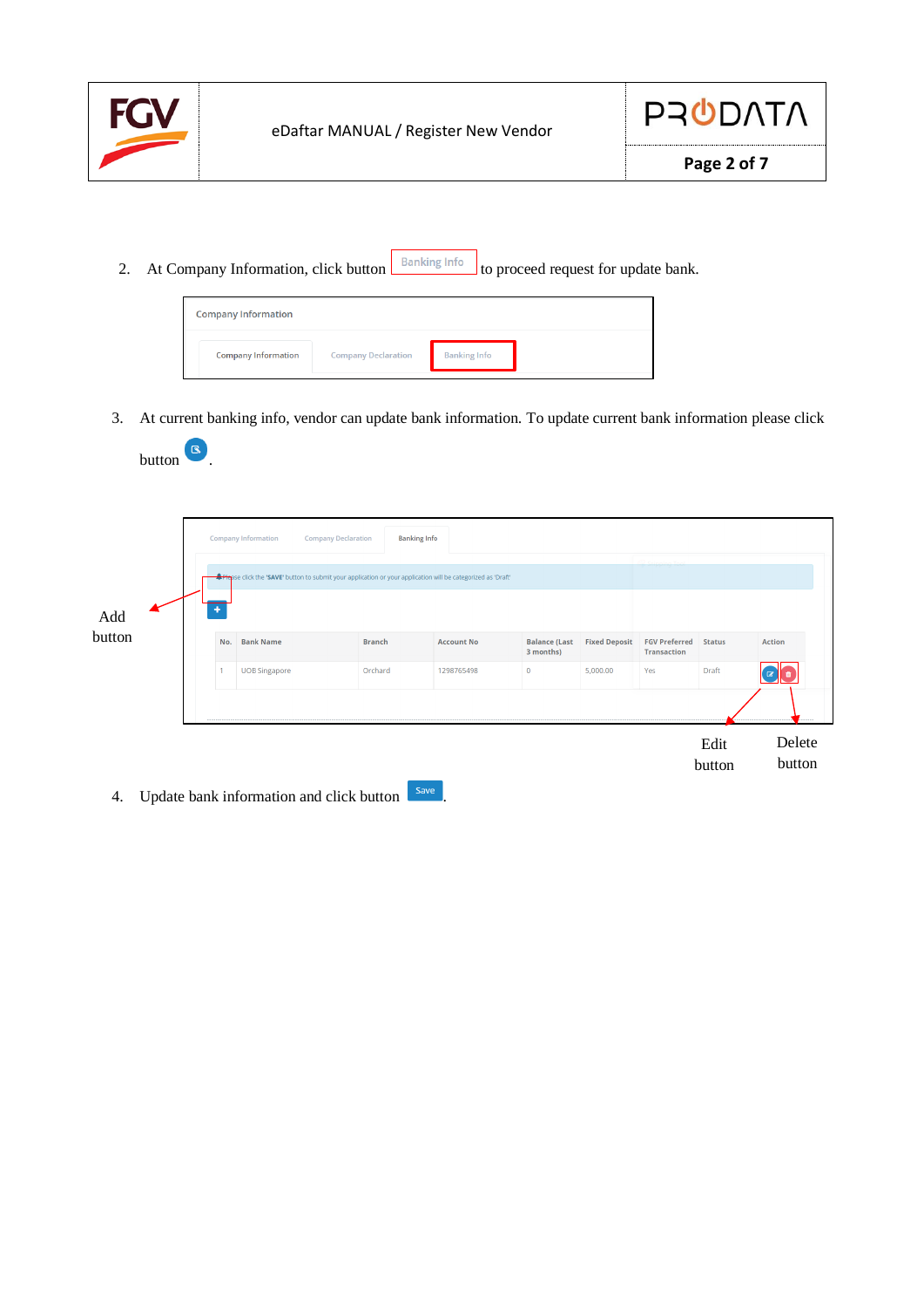2. At Company Information, click button Banking Info to proceed request for update bank.

Company Information

Company Information | Company Declaration | Banking Info

3. At current banking info, vendor can update bank information. To update current bank information please click button .

Company Information | Company Declaration | Banking Info

Please click the 'SAVE' button to submit your application or your application will be categorized as 'Draft'

Add button

| No. | Bank Name | Branch | Account No | Balance (Last 3 months) | Fixed Deposit | FGV Preferred Transaction | Status | Action |
|---|---|---|---|---|---|---|---|---|
| 1 | UOB Singapore | Orchard | 1298765498 | 0 | 5,000.00 | Yes | Draft | |

Edit button

Delete button

4. Update bank information and click button Save.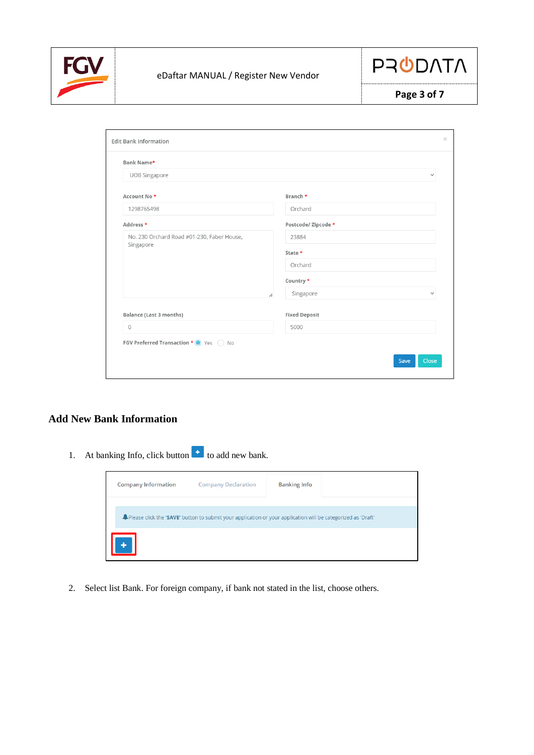Edit Bank Information

**Bank Name***
UOB Singapore

**Account No** *
1298765498

**Branch** *
Orchard

**Address** *
No. 230 Orchard Road #01-230, Faber House, Singapore

**Postcode/ Zipcode** *
23884

**State** *
Orchard

**Country** *
Singapore

**Balance (Last 3 months)**
0

**Fixed Deposit**
5000

**FGV Preferred Transaction** * Yes No

Save Close

## Add New Bank Information

1. At banking Info, click button **+** to add new bank.

Company Information | Company Declaration | Banking Info

Please click the **'SAVE'** button to submit your application or your application will be categorized as 'Draft'

**+**

2. Select list Bank. For foreign company, if bank not stated in the list, choose others.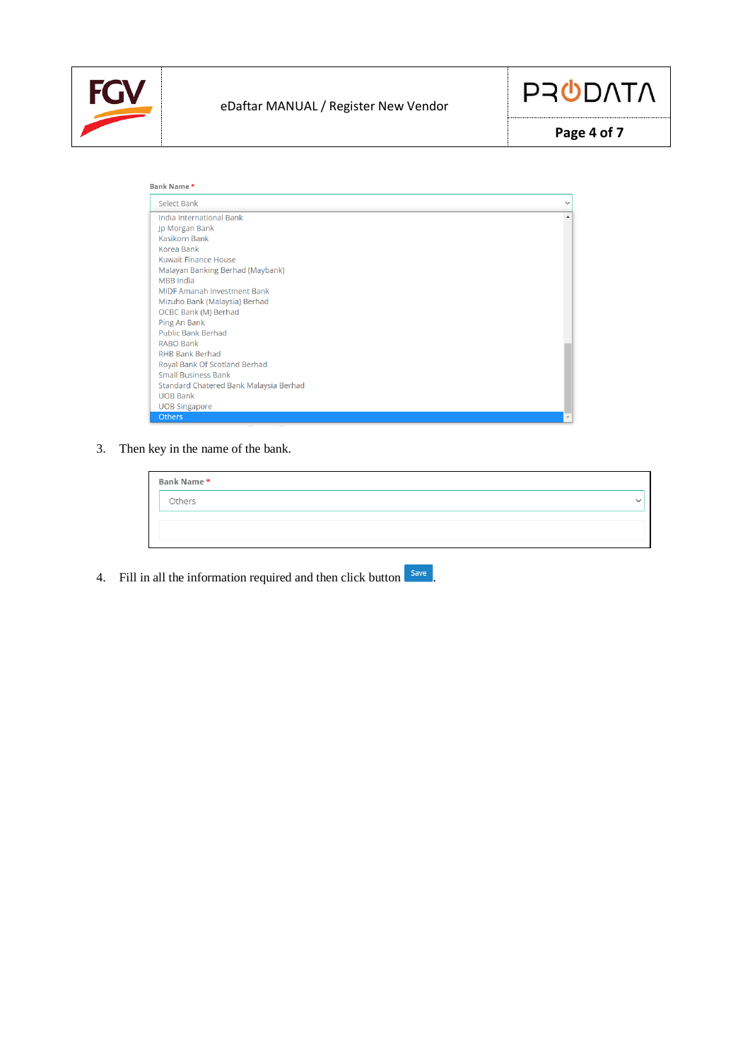Bank Name *

Select Bank

- India International Bank
- Jp Morgan Bank
- Kasikorn Bank
- Korea Bank
- Kuwait Finance House
- Malayan Banking Berhad (Maybank)
- MBB India
- MIDF Amanah Investment Bank
- Mizuho Bank (Malaysia) Berhad
- OCBC Bank (M) Berhad
- Ping An Bank
- Public Bank Berhad
- RABO Bank
- RHB Bank Berhad
- Royal Bank Of Scotland Berhad
- Small Business Bank
- Standard Chatered Bank Malaysia Berhad
- UOB Bank
- UOB Singapore
- Others

3. Then key in the name of the bank.

Bank Name *

Others

4. Fill in all the information required and then click button Save.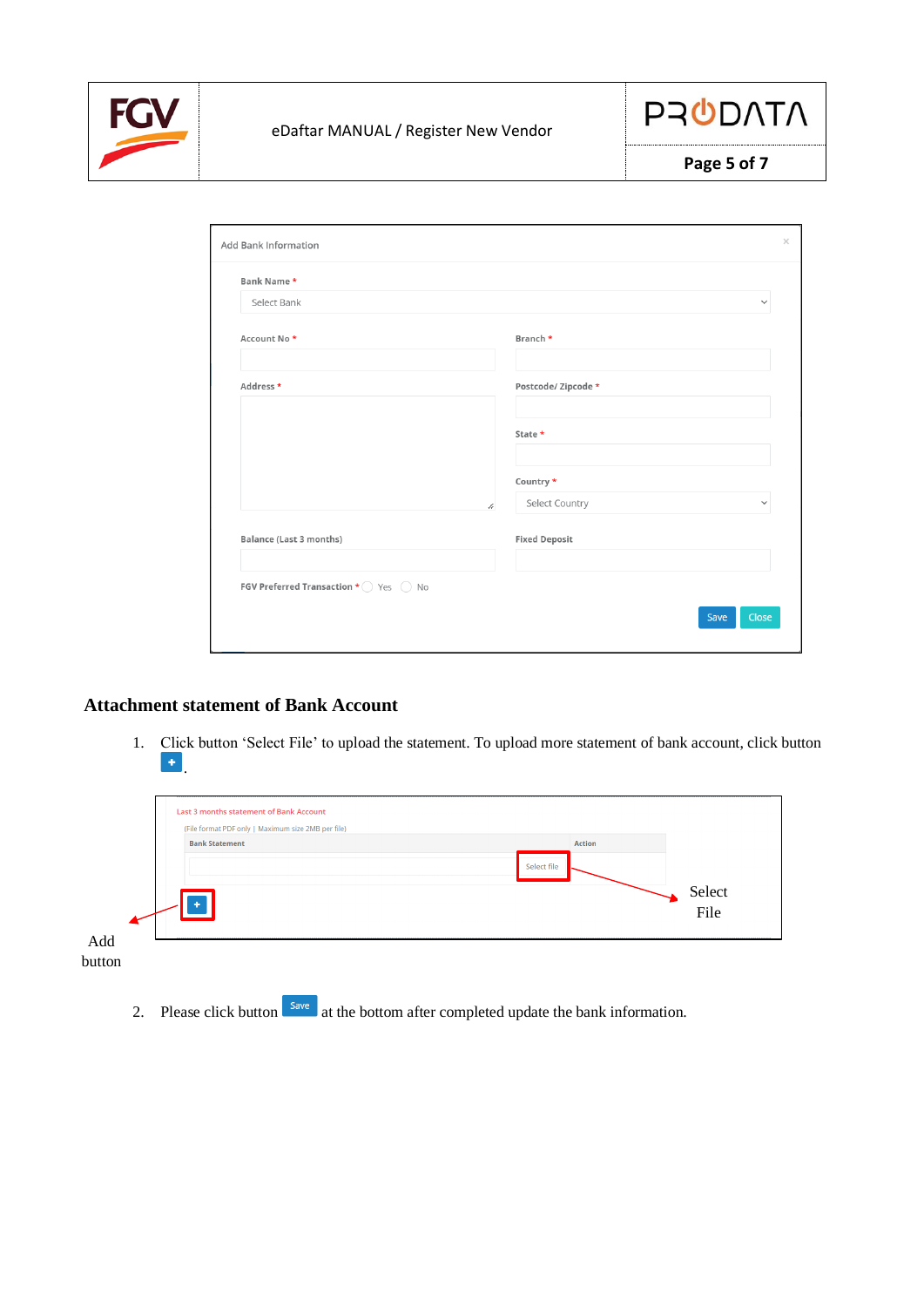Add Bank Information

Bank Name *

Select Bank

Account No *

Branch *

Address *

Postcode/ Zipcode *

State *

Country *

Select Country

Balance (Last 3 months)

Fixed Deposit

FGV Preferred Transaction * Yes No

Save Close

## Attachment statement of Bank Account

1. Click button 'Select File' to upload the statement. To upload more statement of bank account, click button +.

Last 3 months statement of Bank Account

(File format PDF only | Maximum size 2MB per file)

| Bank Statement | Action |
|---|---|
| | Select file |

+

Add button

Select File

2. Please click button Save at the bottom after completed update the bank information.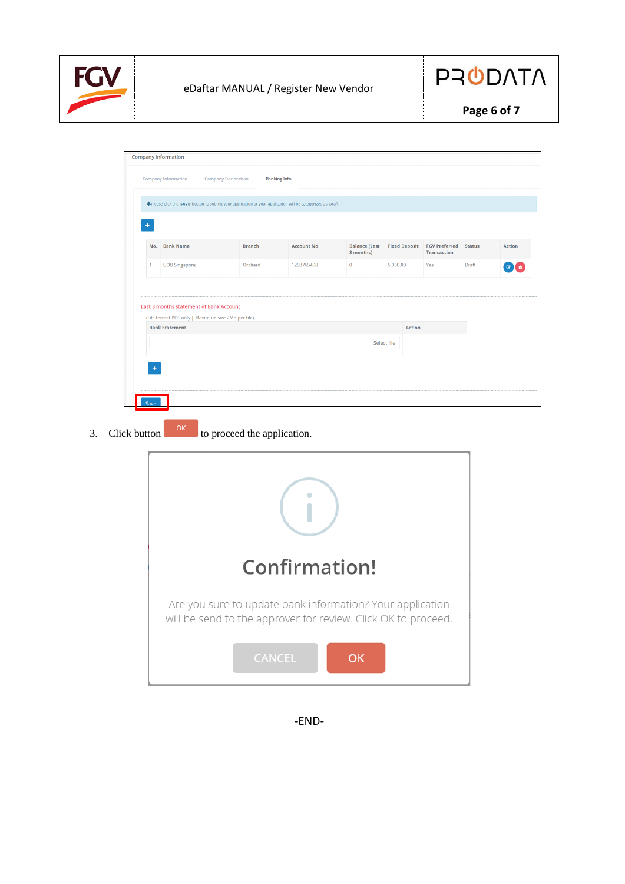Company Information

Company Information | Company Declaration | Banking Info

Please click the 'SAVE' button to submit your application or your application will be categorized as 'Draft'

| No. | Bank Name | Branch | Account No | Balance (Last 3 months) | Fixed Deposit | FGV Preferred Transaction | Status | Action |
|---|---|---|---|---|---|---|---|---|
| 1 | UOB Singapore | Orchard | 1298765498 | 0 | 5,000.00 | Yes | Draft | |

Last 3 months statement of Bank Account

(File format PDF only | Maximum size 2MB per file)

| Bank Statement | Action |
|---|---|
| Select file | |

Save

3. Click button OK to proceed the application.

**Confirmation!**

Are you sure to update bank information? Your application will be send to the approver for review. Click OK to proceed.

CANCEL OK

-END-